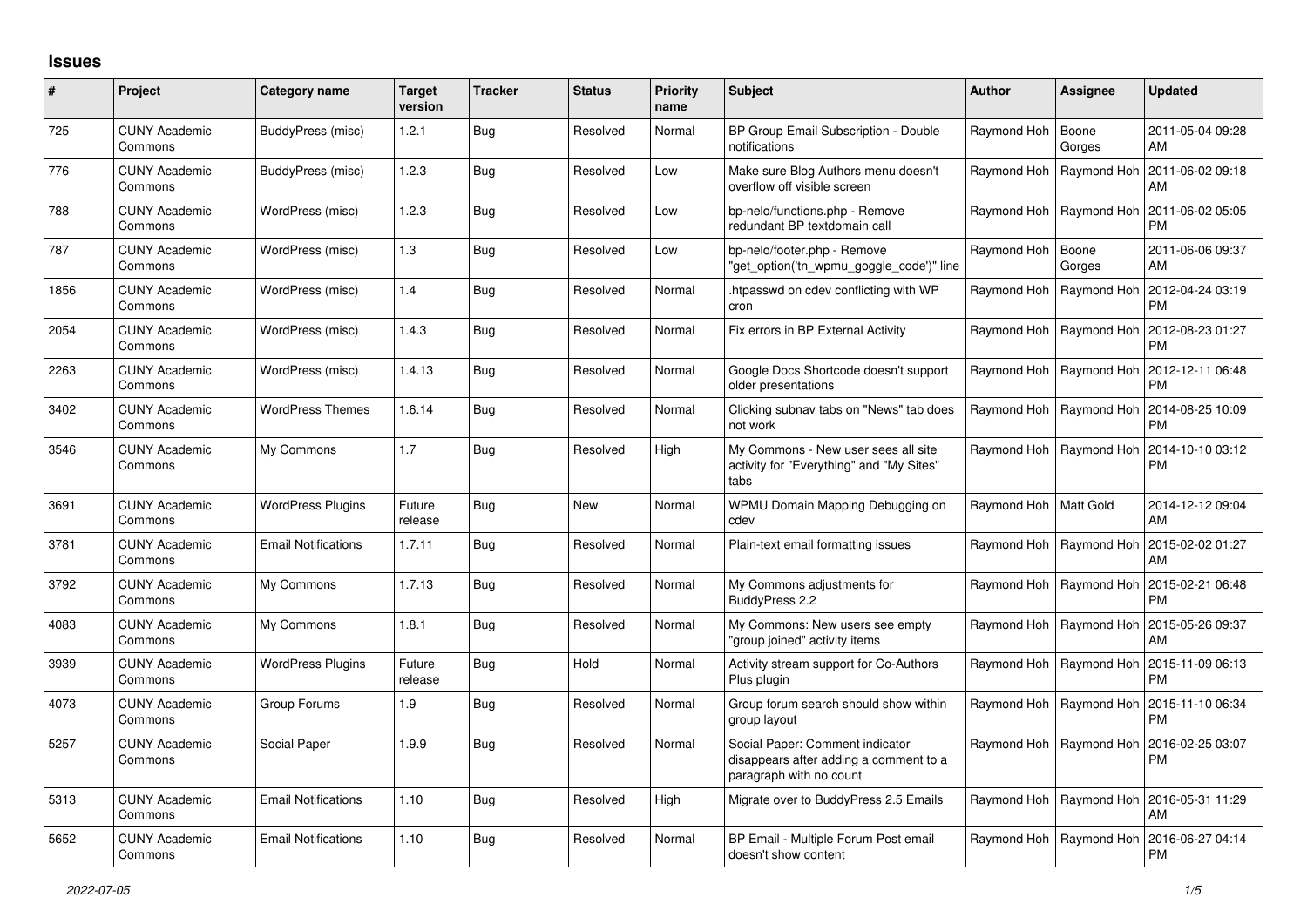## Issues

| # | Project | Category name | Target version | Tracker | Status | Priority name | Subject | Author | Assignee | Updated |
|---|---|---|---|---|---|---|---|---|---|---|
| 725 | CUNY Academic Commons | BuddyPress (misc) | 1.2.1 | Bug | Resolved | Normal | BP Group Email Subscription - Double notifications | Raymond Hoh | Boone Gorges | 2011-05-04 09:28 AM |
| 776 | CUNY Academic Commons | BuddyPress (misc) | 1.2.3 | Bug | Resolved | Low | Make sure Blog Authors menu doesn't overflow off visible screen | Raymond Hoh | Raymond Hoh | 2011-06-02 09:18 AM |
| 788 | CUNY Academic Commons | WordPress (misc) | 1.2.3 | Bug | Resolved | Low | bp-nelo/functions.php - Remove redundant BP textdomain call | Raymond Hoh | Raymond Hoh | 2011-06-02 05:05 PM |
| 787 | CUNY Academic Commons | WordPress (misc) | 1.3 | Bug | Resolved | Low | bp-nelo/footer.php - Remove "get_option('tn_wpmu_goggle_code')" line | Raymond Hoh | Boone Gorges | 2011-06-06 09:37 AM |
| 1856 | CUNY Academic Commons | WordPress (misc) | 1.4 | Bug | Resolved | Normal | .htpasswd on cdev conflicting with WP cron | Raymond Hoh | Raymond Hoh | 2012-04-24 03:19 PM |
| 2054 | CUNY Academic Commons | WordPress (misc) | 1.4.3 | Bug | Resolved | Normal | Fix errors in BP External Activity | Raymond Hoh | Raymond Hoh | 2012-08-23 01:27 PM |
| 2263 | CUNY Academic Commons | WordPress (misc) | 1.4.13 | Bug | Resolved | Normal | Google Docs Shortcode doesn't support older presentations | Raymond Hoh | Raymond Hoh | 2012-12-11 06:48 PM |
| 3402 | CUNY Academic Commons | WordPress Themes | 1.6.14 | Bug | Resolved | Normal | Clicking subnav tabs on "News" tab does not work | Raymond Hoh | Raymond Hoh | 2014-08-25 10:09 PM |
| 3546 | CUNY Academic Commons | My Commons | 1.7 | Bug | Resolved | High | My Commons - New user sees all site activity for "Everything" and "My Sites" tabs | Raymond Hoh | Raymond Hoh | 2014-10-10 03:12 PM |
| 3691 | CUNY Academic Commons | WordPress Plugins | Future release | Bug | New | Normal | WPMU Domain Mapping Debugging on cdev | Raymond Hoh | Matt Gold | 2014-12-12 09:04 AM |
| 3781 | CUNY Academic Commons | Email Notifications | 1.7.11 | Bug | Resolved | Normal | Plain-text email formatting issues | Raymond Hoh | Raymond Hoh | 2015-02-02 01:27 AM |
| 3792 | CUNY Academic Commons | My Commons | 1.7.13 | Bug | Resolved | Normal | My Commons adjustments for BuddyPress 2.2 | Raymond Hoh | Raymond Hoh | 2015-02-21 06:48 PM |
| 4083 | CUNY Academic Commons | My Commons | 1.8.1 | Bug | Resolved | Normal | My Commons: New users see empty "group joined" activity items | Raymond Hoh | Raymond Hoh | 2015-05-26 09:37 AM |
| 3939 | CUNY Academic Commons | WordPress Plugins | Future release | Bug | Hold | Normal | Activity stream support for Co-Authors Plus plugin | Raymond Hoh | Raymond Hoh | 2015-11-09 06:13 PM |
| 4073 | CUNY Academic Commons | Group Forums | 1.9 | Bug | Resolved | Normal | Group forum search should show within group layout | Raymond Hoh | Raymond Hoh | 2015-11-10 06:34 PM |
| 5257 | CUNY Academic Commons | Social Paper | 1.9.9 | Bug | Resolved | Normal | Social Paper: Comment indicator disappears after adding a comment to a paragraph with no count | Raymond Hoh | Raymond Hoh | 2016-02-25 03:07 PM |
| 5313 | CUNY Academic Commons | Email Notifications | 1.10 | Bug | Resolved | High | Migrate over to BuddyPress 2.5 Emails | Raymond Hoh | Raymond Hoh | 2016-05-31 11:29 AM |
| 5652 | CUNY Academic Commons | Email Notifications | 1.10 | Bug | Resolved | Normal | BP Email - Multiple Forum Post email doesn't show content | Raymond Hoh | Raymond Hoh | 2016-06-27 04:14 PM |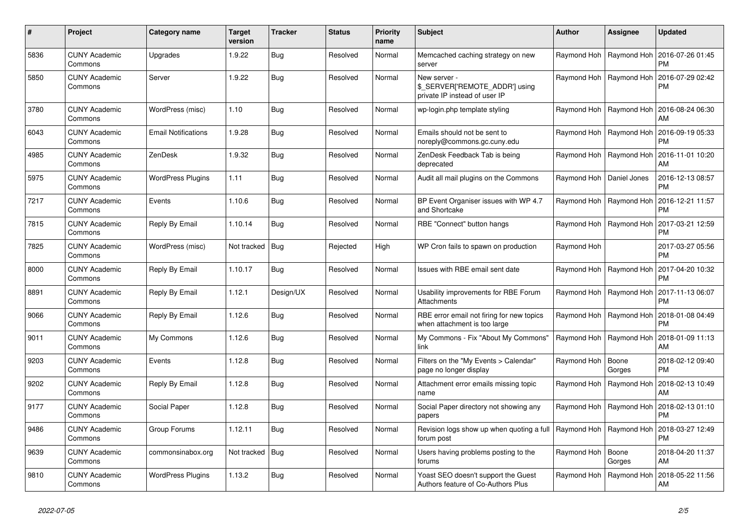| # | Project | Category name | Target version | Tracker | Status | Priority name | Subject | Author | Assignee | Updated |
|---|---|---|---|---|---|---|---|---|---|---|
| 5836 | CUNY Academic Commons | Upgrades | 1.9.22 | Bug | Resolved | Normal | Memcached caching strategy on new server | Raymond Hoh | Raymond Hoh | 2016-07-26 01:45 PM |
| 5850 | CUNY Academic Commons | Server | 1.9.22 | Bug | Resolved | Normal | New server - $_SERVER['REMOTE_ADDR'] using private IP instead of user IP | Raymond Hoh | Raymond Hoh | 2016-07-29 02:42 PM |
| 3780 | CUNY Academic Commons | WordPress (misc) | 1.10 | Bug | Resolved | Normal | wp-login.php template styling | Raymond Hoh | Raymond Hoh | 2016-08-24 06:30 AM |
| 6043 | CUNY Academic Commons | Email Notifications | 1.9.28 | Bug | Resolved | Normal | Emails should not be sent to noreply@commons.gc.cuny.edu | Raymond Hoh | Raymond Hoh | 2016-09-19 05:33 PM |
| 4985 | CUNY Academic Commons | ZenDesk | 1.9.32 | Bug | Resolved | Normal | ZenDesk Feedback Tab is being deprecated | Raymond Hoh | Raymond Hoh | 2016-11-01 10:20 AM |
| 5975 | CUNY Academic Commons | WordPress Plugins | 1.11 | Bug | Resolved | Normal | Audit all mail plugins on the Commons | Raymond Hoh | Daniel Jones | 2016-12-13 08:57 PM |
| 7217 | CUNY Academic Commons | Events | 1.10.6 | Bug | Resolved | Normal | BP Event Organiser issues with WP 4.7 and Shortcake | Raymond Hoh | Raymond Hoh | 2016-12-21 11:57 PM |
| 7815 | CUNY Academic Commons | Reply By Email | 1.10.14 | Bug | Resolved | Normal | RBE "Connect" button hangs | Raymond Hoh | Raymond Hoh | 2017-03-21 12:59 PM |
| 7825 | CUNY Academic Commons | WordPress (misc) | Not tracked | Bug | Rejected | High | WP Cron fails to spawn on production | Raymond Hoh | | 2017-03-27 05:56 PM |
| 8000 | CUNY Academic Commons | Reply By Email | 1.10.17 | Bug | Resolved | Normal | Issues with RBE email sent date | Raymond Hoh | Raymond Hoh | 2017-04-20 10:32 PM |
| 8891 | CUNY Academic Commons | Reply By Email | 1.12.1 | Design/UX | Resolved | Normal | Usability improvements for RBE Forum Attachments | Raymond Hoh | Raymond Hoh | 2017-11-13 06:07 PM |
| 9066 | CUNY Academic Commons | Reply By Email | 1.12.6 | Bug | Resolved | Normal | RBE error email not firing for new topics when attachment is too large | Raymond Hoh | Raymond Hoh | 2018-01-08 04:49 PM |
| 9011 | CUNY Academic Commons | My Commons | 1.12.6 | Bug | Resolved | Normal | My Commons - Fix "About My Commons" link | Raymond Hoh | Raymond Hoh | 2018-01-09 11:13 AM |
| 9203 | CUNY Academic Commons | Events | 1.12.8 | Bug | Resolved | Normal | Filters on the "My Events > Calendar" page no longer display | Raymond Hoh | Boone Gorges | 2018-02-12 09:40 PM |
| 9202 | CUNY Academic Commons | Reply By Email | 1.12.8 | Bug | Resolved | Normal | Attachment error emails missing topic name | Raymond Hoh | Raymond Hoh | 2018-02-13 10:49 AM |
| 9177 | CUNY Academic Commons | Social Paper | 1.12.8 | Bug | Resolved | Normal | Social Paper directory not showing any papers | Raymond Hoh | Raymond Hoh | 2018-02-13 01:10 PM |
| 9486 | CUNY Academic Commons | Group Forums | 1.12.11 | Bug | Resolved | Normal | Revision logs show up when quoting a full forum post | Raymond Hoh | Raymond Hoh | 2018-03-27 12:49 PM |
| 9639 | CUNY Academic Commons | commonsinabox.org | Not tracked | Bug | Resolved | Normal | Users having problems posting to the forums | Raymond Hoh | Boone Gorges | 2018-04-20 11:37 AM |
| 9810 | CUNY Academic Commons | WordPress Plugins | 1.13.2 | Bug | Resolved | Normal | Yoast SEO doesn't support the Guest Authors feature of Co-Authors Plus | Raymond Hoh | Raymond Hoh | 2018-05-22 11:56 AM |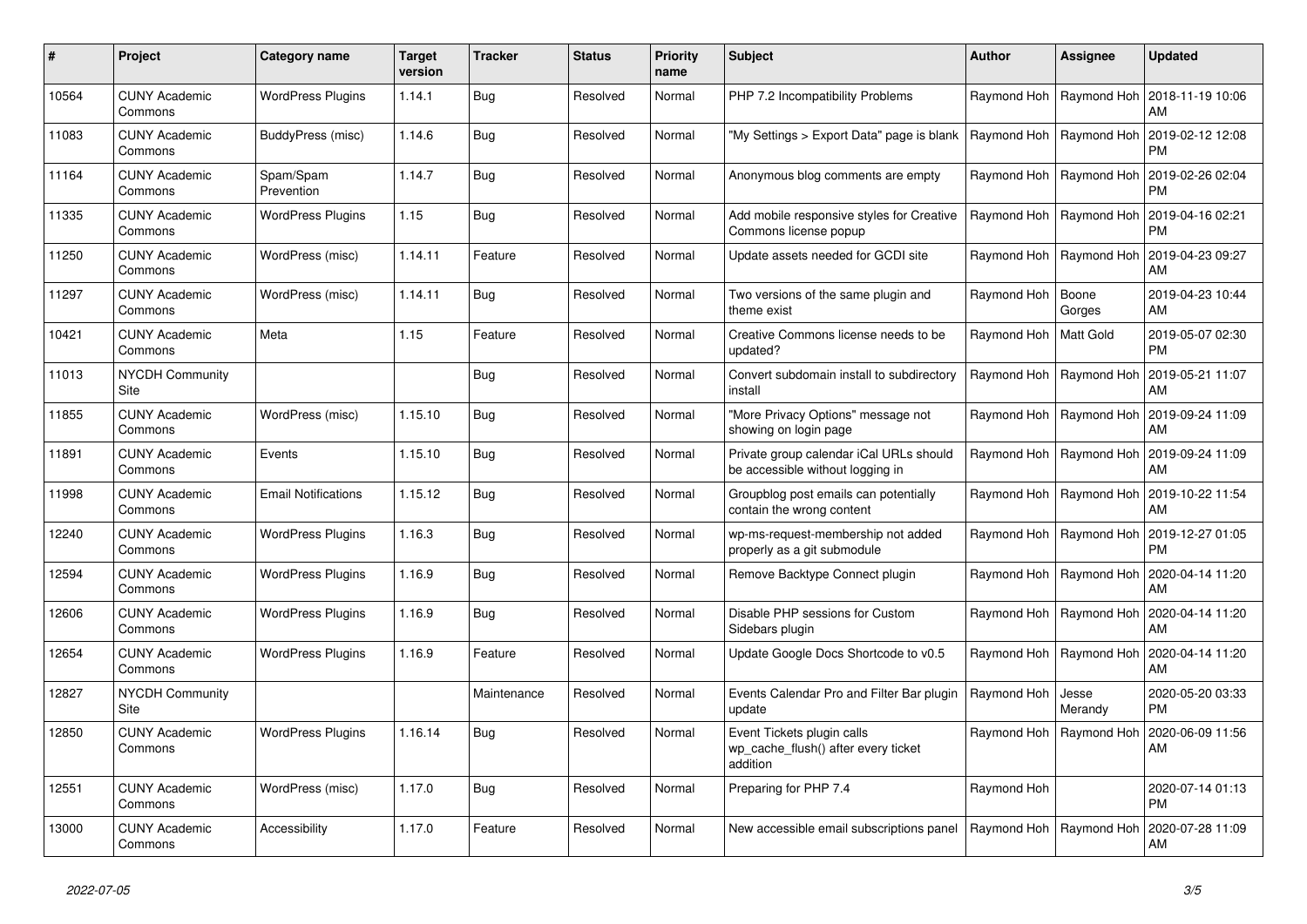| # | Project | Category name | Target version | Tracker | Status | Priority name | Subject | Author | Assignee | Updated |
|---|---|---|---|---|---|---|---|---|---|---|
| 10564 | CUNY Academic Commons | WordPress Plugins | 1.14.1 | Bug | Resolved | Normal | PHP 7.2 Incompatibility Problems | Raymond Hoh | Raymond Hoh | 2018-11-19 10:06 AM |
| 11083 | CUNY Academic Commons | BuddyPress (misc) | 1.14.6 | Bug | Resolved | Normal | "My Settings > Export Data" page is blank | Raymond Hoh | Raymond Hoh | 2019-02-12 12:08 PM |
| 11164 | CUNY Academic Commons | Spam/Spam Prevention | 1.14.7 | Bug | Resolved | Normal | Anonymous blog comments are empty | Raymond Hoh | Raymond Hoh | 2019-02-26 02:04 PM |
| 11335 | CUNY Academic Commons | WordPress Plugins | 1.15 | Bug | Resolved | Normal | Add mobile responsive styles for Creative Commons license popup | Raymond Hoh | Raymond Hoh | 2019-04-16 02:21 PM |
| 11250 | CUNY Academic Commons | WordPress (misc) | 1.14.11 | Feature | Resolved | Normal | Update assets needed for GCDI site | Raymond Hoh | Raymond Hoh | 2019-04-23 09:27 AM |
| 11297 | CUNY Academic Commons | WordPress (misc) | 1.14.11 | Bug | Resolved | Normal | Two versions of the same plugin and theme exist | Raymond Hoh | Boone Gorges | 2019-04-23 10:44 AM |
| 10421 | CUNY Academic Commons | Meta | 1.15 | Feature | Resolved | Normal | Creative Commons license needs to be updated? | Raymond Hoh | Matt Gold | 2019-05-07 02:30 PM |
| 11013 | NYCDH Community Site | | | Bug | Resolved | Normal | Convert subdomain install to subdirectory install | Raymond Hoh | Raymond Hoh | 2019-05-21 11:07 AM |
| 11855 | CUNY Academic Commons | WordPress (misc) | 1.15.10 | Bug | Resolved | Normal | "More Privacy Options" message not showing on login page | Raymond Hoh | Raymond Hoh | 2019-09-24 11:09 AM |
| 11891 | CUNY Academic Commons | Events | 1.15.10 | Bug | Resolved | Normal | Private group calendar iCal URLs should be accessible without logging in | Raymond Hoh | Raymond Hoh | 2019-09-24 11:09 AM |
| 11998 | CUNY Academic Commons | Email Notifications | 1.15.12 | Bug | Resolved | Normal | Groupblog post emails can potentially contain the wrong content | Raymond Hoh | Raymond Hoh | 2019-10-22 11:54 AM |
| 12240 | CUNY Academic Commons | WordPress Plugins | 1.16.3 | Bug | Resolved | Normal | wp-ms-request-membership not added properly as a git submodule | Raymond Hoh | Raymond Hoh | 2019-12-27 01:05 PM |
| 12594 | CUNY Academic Commons | WordPress Plugins | 1.16.9 | Bug | Resolved | Normal | Remove Backtype Connect plugin | Raymond Hoh | Raymond Hoh | 2020-04-14 11:20 AM |
| 12606 | CUNY Academic Commons | WordPress Plugins | 1.16.9 | Bug | Resolved | Normal | Disable PHP sessions for Custom Sidebars plugin | Raymond Hoh | Raymond Hoh | 2020-04-14 11:20 AM |
| 12654 | CUNY Academic Commons | WordPress Plugins | 1.16.9 | Feature | Resolved | Normal | Update Google Docs Shortcode to v0.5 | Raymond Hoh | Raymond Hoh | 2020-04-14 11:20 AM |
| 12827 | NYCDH Community Site | | | Maintenance | Resolved | Normal | Events Calendar Pro and Filter Bar plugin update | Raymond Hoh | Jesse Merandy | 2020-05-20 03:33 PM |
| 12850 | CUNY Academic Commons | WordPress Plugins | 1.16.14 | Bug | Resolved | Normal | Event Tickets plugin calls wp_cache_flush() after every ticket addition | Raymond Hoh | Raymond Hoh | 2020-06-09 11:56 AM |
| 12551 | CUNY Academic Commons | WordPress (misc) | 1.17.0 | Bug | Resolved | Normal | Preparing for PHP 7.4 | Raymond Hoh | | 2020-07-14 01:13 PM |
| 13000 | CUNY Academic Commons | Accessibility | 1.17.0 | Feature | Resolved | Normal | New accessible email subscriptions panel | Raymond Hoh | Raymond Hoh | 2020-07-28 11:09 AM |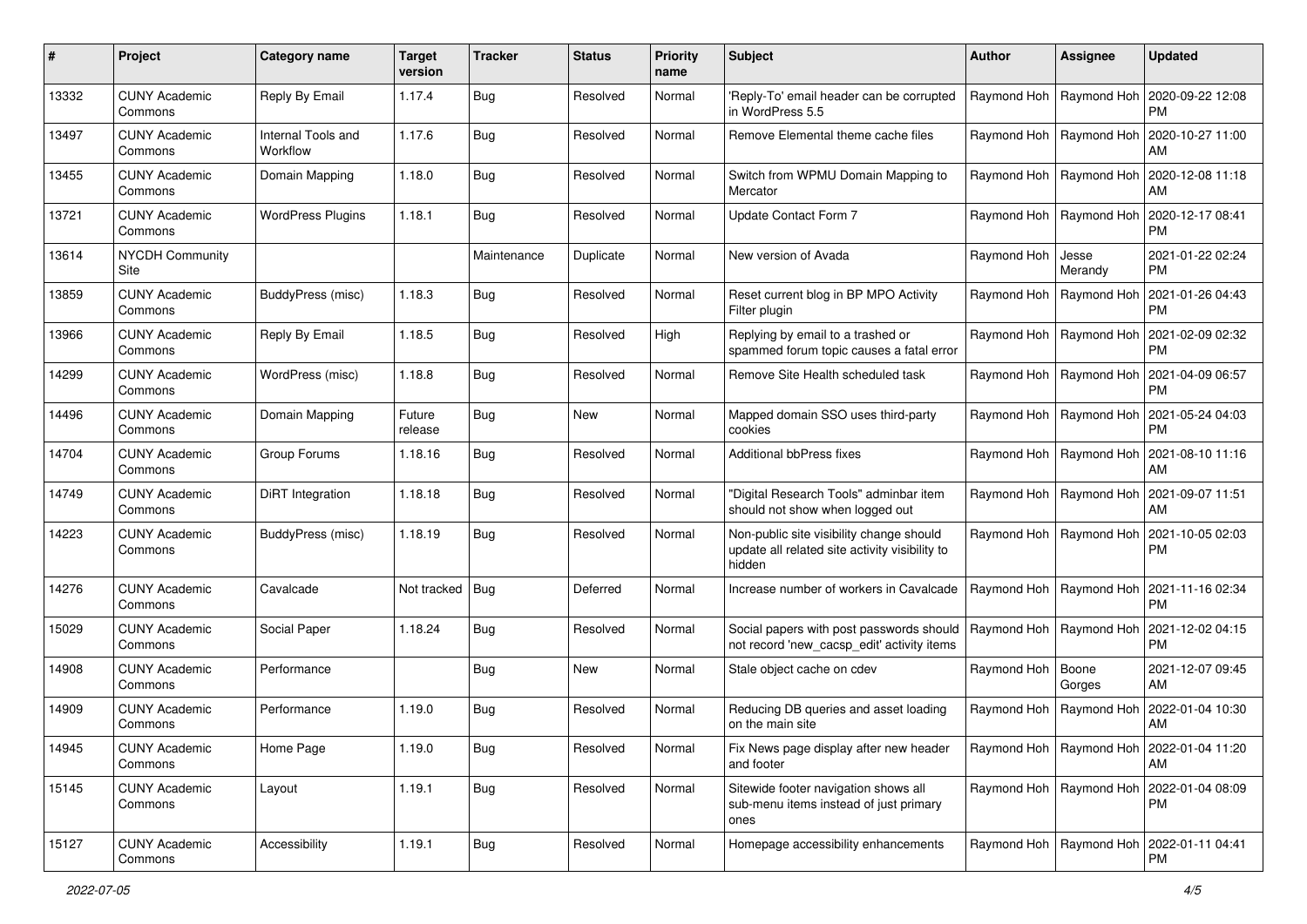| # | Project | Category name | Target version | Tracker | Status | Priority name | Subject | Author | Assignee | Updated |
|---|---|---|---|---|---|---|---|---|---|---|
| 13332 | CUNY Academic Commons | Reply By Email | 1.17.4 | Bug | Resolved | Normal | 'Reply-To' email header can be corrupted in WordPress 5.5 | Raymond Hoh | Raymond Hoh | 2020-09-22 12:08 PM |
| 13497 | CUNY Academic Commons | Internal Tools and Workflow | 1.17.6 | Bug | Resolved | Normal | Remove Elemental theme cache files | Raymond Hoh | Raymond Hoh | 2020-10-27 11:00 AM |
| 13455 | CUNY Academic Commons | Domain Mapping | 1.18.0 | Bug | Resolved | Normal | Switch from WPMU Domain Mapping to Mercator | Raymond Hoh | Raymond Hoh | 2020-12-08 11:18 AM |
| 13721 | CUNY Academic Commons | WordPress Plugins | 1.18.1 | Bug | Resolved | Normal | Update Contact Form 7 | Raymond Hoh | Raymond Hoh | 2020-12-17 08:41 PM |
| 13614 | NYCDH Community Site | | | Maintenance | Duplicate | Normal | New version of Avada | Raymond Hoh | Jesse Merandy | 2021-01-22 02:24 PM |
| 13859 | CUNY Academic Commons | BuddyPress (misc) | 1.18.3 | Bug | Resolved | Normal | Reset current blog in BP MPO Activity Filter plugin | Raymond Hoh | Raymond Hoh | 2021-01-26 04:43 PM |
| 13966 | CUNY Academic Commons | Reply By Email | 1.18.5 | Bug | Resolved | High | Replying by email to a trashed or spammed forum topic causes a fatal error | Raymond Hoh | Raymond Hoh | 2021-02-09 02:32 PM |
| 14299 | CUNY Academic Commons | WordPress (misc) | 1.18.8 | Bug | Resolved | Normal | Remove Site Health scheduled task | Raymond Hoh | Raymond Hoh | 2021-04-09 06:57 PM |
| 14496 | CUNY Academic Commons | Domain Mapping | Future release | Bug | New | Normal | Mapped domain SSO uses third-party cookies | Raymond Hoh | Raymond Hoh | 2021-05-24 04:03 PM |
| 14704 | CUNY Academic Commons | Group Forums | 1.18.16 | Bug | Resolved | Normal | Additional bbPress fixes | Raymond Hoh | Raymond Hoh | 2021-08-10 11:16 AM |
| 14749 | CUNY Academic Commons | DiRT Integration | 1.18.18 | Bug | Resolved | Normal | "Digital Research Tools" adminbar item should not show when logged out | Raymond Hoh | Raymond Hoh | 2021-09-07 11:51 AM |
| 14223 | CUNY Academic Commons | BuddyPress (misc) | 1.18.19 | Bug | Resolved | Normal | Non-public site visibility change should update all related site activity visibility to hidden | Raymond Hoh | Raymond Hoh | 2021-10-05 02:03 PM |
| 14276 | CUNY Academic Commons | Cavalcade | Not tracked | Bug | Deferred | Normal | Increase number of workers in Cavalcade | Raymond Hoh | Raymond Hoh | 2021-11-16 02:34 PM |
| 15029 | CUNY Academic Commons | Social Paper | 1.18.24 | Bug | Resolved | Normal | Social papers with post passwords should not record 'new_cacsp_edit' activity items | Raymond Hoh | Raymond Hoh | 2021-12-02 04:15 PM |
| 14908 | CUNY Academic Commons | Performance | | Bug | New | Normal | Stale object cache on cdev | Raymond Hoh | Boone Gorges | 2021-12-07 09:45 AM |
| 14909 | CUNY Academic Commons | Performance | 1.19.0 | Bug | Resolved | Normal | Reducing DB queries and asset loading on the main site | Raymond Hoh | Raymond Hoh | 2022-01-04 10:30 AM |
| 14945 | CUNY Academic Commons | Home Page | 1.19.0 | Bug | Resolved | Normal | Fix News page display after new header and footer | Raymond Hoh | Raymond Hoh | 2022-01-04 11:20 AM |
| 15145 | CUNY Academic Commons | Layout | 1.19.1 | Bug | Resolved | Normal | Sitewide footer navigation shows all sub-menu items instead of just primary ones | Raymond Hoh | Raymond Hoh | 2022-01-04 08:09 PM |
| 15127 | CUNY Academic Commons | Accessibility | 1.19.1 | Bug | Resolved | Normal | Homepage accessibility enhancements | Raymond Hoh | Raymond Hoh | 2022-01-11 04:41 PM |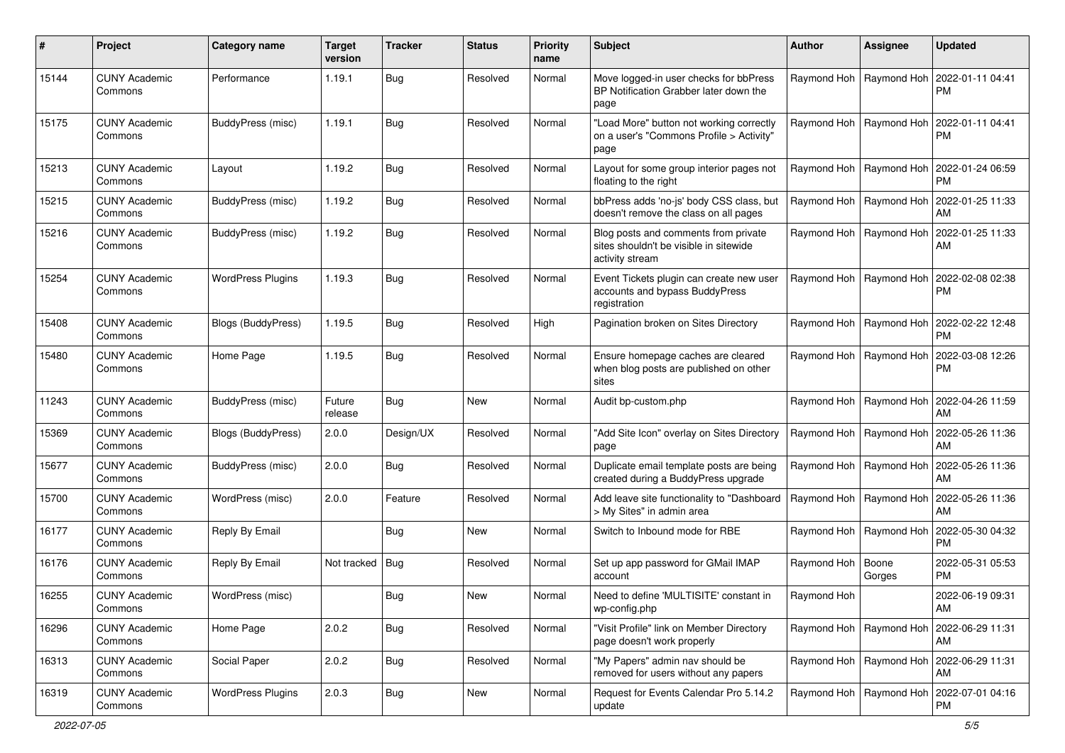| # | Project | Category name | Target version | Tracker | Status | Priority name | Subject | Author | Assignee | Updated |
|---|---|---|---|---|---|---|---|---|---|---|
| 15144 | CUNY Academic Commons | Performance | 1.19.1 | Bug | Resolved | Normal | Move logged-in user checks for bbPress BP Notification Grabber later down the page | Raymond Hoh | Raymond Hoh | 2022-01-11 04:41 PM |
| 15175 | CUNY Academic Commons | BuddyPress (misc) | 1.19.1 | Bug | Resolved | Normal | "Load More" button not working correctly on a user's "Commons Profile > Activity" page | Raymond Hoh | Raymond Hoh | 2022-01-11 04:41 PM |
| 15213 | CUNY Academic Commons | Layout | 1.19.2 | Bug | Resolved | Normal | Layout for some group interior pages not floating to the right | Raymond Hoh | Raymond Hoh | 2022-01-24 06:59 PM |
| 15215 | CUNY Academic Commons | BuddyPress (misc) | 1.19.2 | Bug | Resolved | Normal | bbPress adds 'no-js' body CSS class, but doesn't remove the class on all pages | Raymond Hoh | Raymond Hoh | 2022-01-25 11:33 AM |
| 15216 | CUNY Academic Commons | BuddyPress (misc) | 1.19.2 | Bug | Resolved | Normal | Blog posts and comments from private sites shouldn't be visible in sitewide activity stream | Raymond Hoh | Raymond Hoh | 2022-01-25 11:33 AM |
| 15254 | CUNY Academic Commons | WordPress Plugins | 1.19.3 | Bug | Resolved | Normal | Event Tickets plugin can create new user accounts and bypass BuddyPress registration | Raymond Hoh | Raymond Hoh | 2022-02-08 02:38 PM |
| 15408 | CUNY Academic Commons | Blogs (BuddyPress) | 1.19.5 | Bug | Resolved | High | Pagination broken on Sites Directory | Raymond Hoh | Raymond Hoh | 2022-02-22 12:48 PM |
| 15480 | CUNY Academic Commons | Home Page | 1.19.5 | Bug | Resolved | Normal | Ensure homepage caches are cleared when blog posts are published on other sites | Raymond Hoh | Raymond Hoh | 2022-03-08 12:26 PM |
| 11243 | CUNY Academic Commons | BuddyPress (misc) | Future release | Bug | New | Normal | Audit bp-custom.php | Raymond Hoh | Raymond Hoh | 2022-04-26 11:59 AM |
| 15369 | CUNY Academic Commons | Blogs (BuddyPress) | 2.0.0 | Design/UX | Resolved | Normal | "Add Site Icon" overlay on Sites Directory page | Raymond Hoh | Raymond Hoh | 2022-05-26 11:36 AM |
| 15677 | CUNY Academic Commons | BuddyPress (misc) | 2.0.0 | Bug | Resolved | Normal | Duplicate email template posts are being created during a BuddyPress upgrade | Raymond Hoh | Raymond Hoh | 2022-05-26 11:36 AM |
| 15700 | CUNY Academic Commons | WordPress (misc) | 2.0.0 | Feature | Resolved | Normal | Add leave site functionality to "Dashboard > My Sites" in admin area | Raymond Hoh | Raymond Hoh | 2022-05-26 11:36 AM |
| 16177 | CUNY Academic Commons | Reply By Email | | Bug | New | Normal | Switch to Inbound mode for RBE | Raymond Hoh | Raymond Hoh | 2022-05-30 04:32 PM |
| 16176 | CUNY Academic Commons | Reply By Email | Not tracked | Bug | Resolved | Normal | Set up app password for GMail IMAP account | Raymond Hoh | Boone Gorges | 2022-05-31 05:53 PM |
| 16255 | CUNY Academic Commons | WordPress (misc) | | Bug | New | Normal | Need to define 'MULTISITE' constant in wp-config.php | Raymond Hoh | | 2022-06-19 09:31 AM |
| 16296 | CUNY Academic Commons | Home Page | 2.0.2 | Bug | Resolved | Normal | "Visit Profile" link on Member Directory page doesn't work properly | Raymond Hoh | Raymond Hoh | 2022-06-29 11:31 AM |
| 16313 | CUNY Academic Commons | Social Paper | 2.0.2 | Bug | Resolved | Normal | "My Papers" admin nav should be removed for users without any papers | Raymond Hoh | Raymond Hoh | 2022-06-29 11:31 AM |
| 16319 | CUNY Academic Commons | WordPress Plugins | 2.0.3 | Bug | New | Normal | Request for Events Calendar Pro 5.14.2 update | Raymond Hoh | Raymond Hoh | 2022-07-01 04:16 PM |